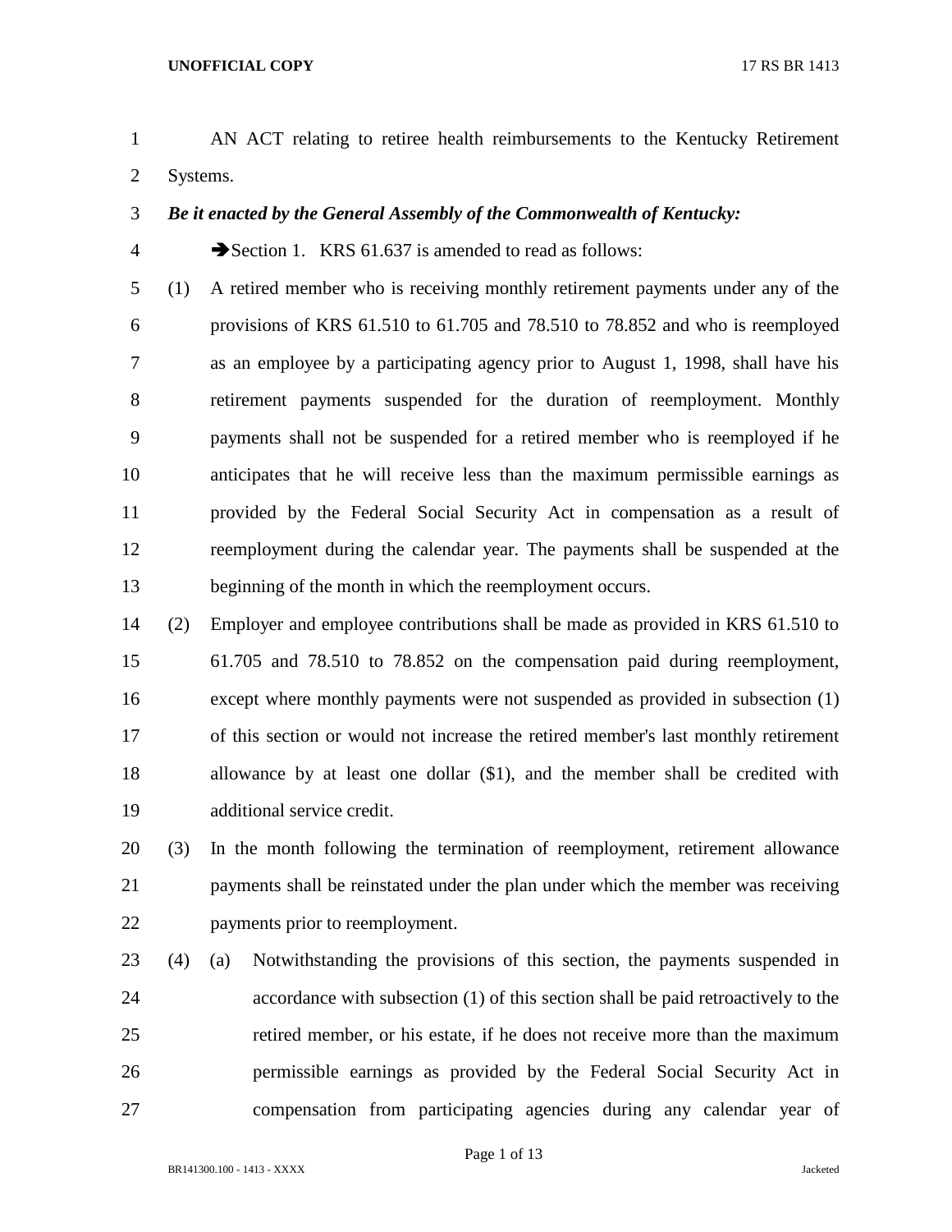AN ACT relating to retiree health reimbursements to the Kentucky Retirement Systems.

***Be it enacted by the General Assembly of the Commonwealth of Kentucky:***

➔Section 1. KRS 61.637 is amended to read as follows:

(1) A retired member who is receiving monthly retirement payments under any of the provisions of KRS 61.510 to 61.705 and 78.510 to 78.852 and who is reemployed as an employee by a participating agency prior to August 1, 1998, shall have his retirement payments suspended for the duration of reemployment. Monthly payments shall not be suspended for a retired member who is reemployed if he anticipates that he will receive less than the maximum permissible earnings as provided by the Federal Social Security Act in compensation as a result of reemployment during the calendar year. The payments shall be suspended at the beginning of the month in which the reemployment occurs.

(2) Employer and employee contributions shall be made as provided in KRS 61.510 to 61.705 and 78.510 to 78.852 on the compensation paid during reemployment, except where monthly payments were not suspended as provided in subsection (1) of this section or would not increase the retired member's last monthly retirement allowance by at least one dollar ($1), and the member shall be credited with additional service credit.

(3) In the month following the termination of reemployment, retirement allowance payments shall be reinstated under the plan under which the member was receiving payments prior to reemployment.

(4) (a) Notwithstanding the provisions of this section, the payments suspended in accordance with subsection (1) of this section shall be paid retroactively to the retired member, or his estate, if he does not receive more than the maximum permissible earnings as provided by the Federal Social Security Act in compensation from participating agencies during any calendar year of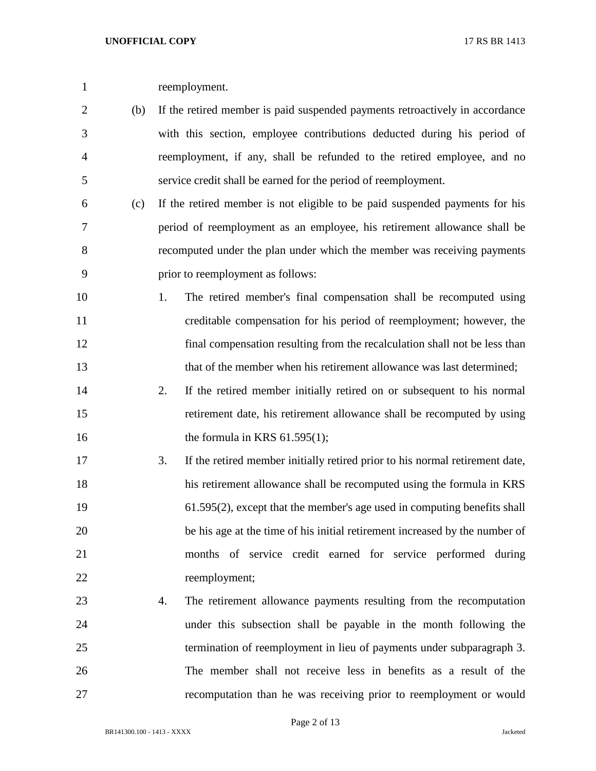reemployment.

(b) If the retired member is paid suspended payments retroactively in accordance with this section, employee contributions deducted during his period of reemployment, if any, shall be refunded to the retired employee, and no service credit shall be earned for the period of reemployment.

(c) If the retired member is not eligible to be paid suspended payments for his period of reemployment as an employee, his retirement allowance shall be recomputed under the plan under which the member was receiving payments prior to reemployment as follows:

1. The retired member's final compensation shall be recomputed using creditable compensation for his period of reemployment; however, the final compensation resulting from the recalculation shall not be less than that of the member when his retirement allowance was last determined;

2. If the retired member initially retired on or subsequent to his normal retirement date, his retirement allowance shall be recomputed by using the formula in KRS 61.595(1);

3. If the retired member initially retired prior to his normal retirement date, his retirement allowance shall be recomputed using the formula in KRS 61.595(2), except that the member's age used in computing benefits shall be his age at the time of his initial retirement increased by the number of months of service credit earned for service performed during reemployment;

4. The retirement allowance payments resulting from the recomputation under this subsection shall be payable in the month following the termination of reemployment in lieu of payments under subparagraph 3. The member shall not receive less in benefits as a result of the recomputation than he was receiving prior to reemployment or would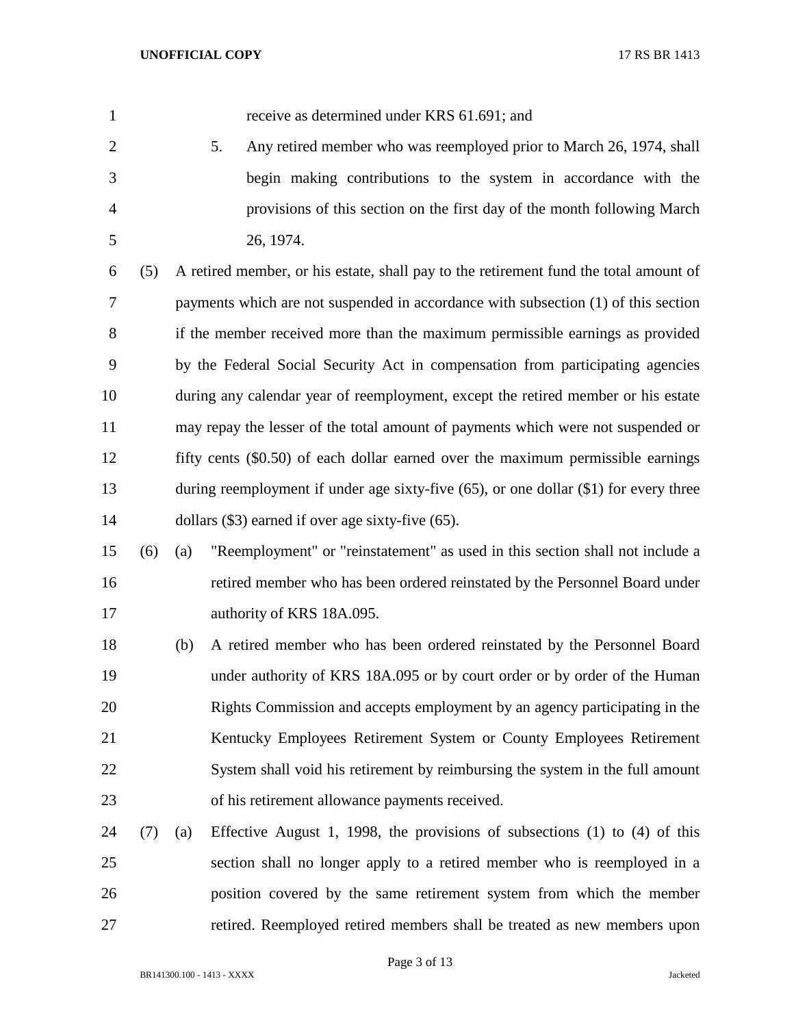receive as determined under KRS 61.691; and

5. Any retired member who was reemployed prior to March 26, 1974, shall begin making contributions to the system in accordance with the provisions of this section on the first day of the month following March 26, 1974.

(5) A retired member, or his estate, shall pay to the retirement fund the total amount of payments which are not suspended in accordance with subsection (1) of this section if the member received more than the maximum permissible earnings as provided by the Federal Social Security Act in compensation from participating agencies during any calendar year of reemployment, except the retired member or his estate may repay the lesser of the total amount of payments which were not suspended or fifty cents ($0.50) of each dollar earned over the maximum permissible earnings during reemployment if under age sixty-five (65), or one dollar ($1) for every three dollars ($3) earned if over age sixty-five (65).

(6) (a) "Reemployment" or "reinstatement" as used in this section shall not include a retired member who has been ordered reinstated by the Personnel Board under authority of KRS 18A.095.

(b) A retired member who has been ordered reinstated by the Personnel Board under authority of KRS 18A.095 or by court order or by order of the Human Rights Commission and accepts employment by an agency participating in the Kentucky Employees Retirement System or County Employees Retirement System shall void his retirement by reimbursing the system in the full amount of his retirement allowance payments received.

(7) (a) Effective August 1, 1998, the provisions of subsections (1) to (4) of this section shall no longer apply to a retired member who is reemployed in a position covered by the same retirement system from which the member retired. Reemployed retired members shall be treated as new members upon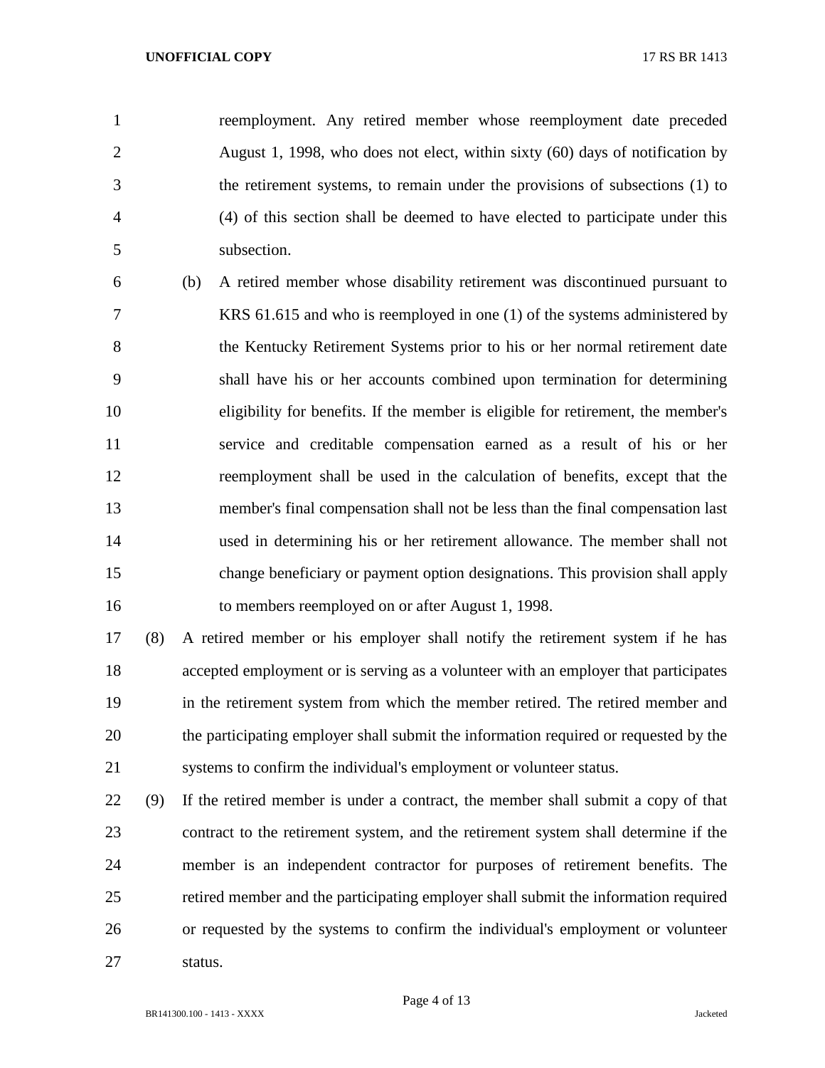reemployment. Any retired member whose reemployment date preceded August 1, 1998, who does not elect, within sixty (60) days of notification by the retirement systems, to remain under the provisions of subsections (1) to (4) of this section shall be deemed to have elected to participate under this subsection.

(b) A retired member whose disability retirement was discontinued pursuant to KRS 61.615 and who is reemployed in one (1) of the systems administered by the Kentucky Retirement Systems prior to his or her normal retirement date shall have his or her accounts combined upon termination for determining eligibility for benefits. If the member is eligible for retirement, the member's service and creditable compensation earned as a result of his or her reemployment shall be used in the calculation of benefits, except that the member's final compensation shall not be less than the final compensation last used in determining his or her retirement allowance. The member shall not change beneficiary or payment option designations. This provision shall apply to members reemployed on or after August 1, 1998.

(8) A retired member or his employer shall notify the retirement system if he has accepted employment or is serving as a volunteer with an employer that participates in the retirement system from which the member retired. The retired member and the participating employer shall submit the information required or requested by the systems to confirm the individual's employment or volunteer status.

(9) If the retired member is under a contract, the member shall submit a copy of that contract to the retirement system, and the retirement system shall determine if the member is an independent contractor for purposes of retirement benefits. The retired member and the participating employer shall submit the information required or requested by the systems to confirm the individual's employment or volunteer status.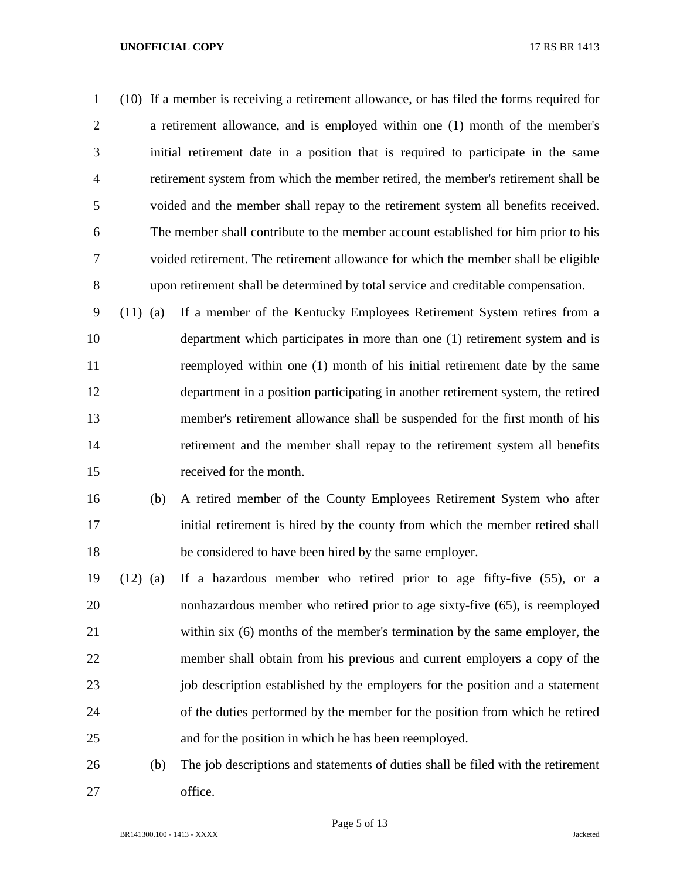(10) If a member is receiving a retirement allowance, or has filed the forms required for a retirement allowance, and is employed within one (1) month of the member's initial retirement date in a position that is required to participate in the same retirement system from which the member retired, the member's retirement shall be voided and the member shall repay to the retirement system all benefits received. The member shall contribute to the member account established for him prior to his voided retirement. The retirement allowance for which the member shall be eligible upon retirement shall be determined by total service and creditable compensation.

(11) (a) If a member of the Kentucky Employees Retirement System retires from a department which participates in more than one (1) retirement system and is reemployed within one (1) month of his initial retirement date by the same department in a position participating in another retirement system, the retired member's retirement allowance shall be suspended for the first month of his retirement and the member shall repay to the retirement system all benefits received for the month.

(b) A retired member of the County Employees Retirement System who after initial retirement is hired by the county from which the member retired shall be considered to have been hired by the same employer.

(12) (a) If a hazardous member who retired prior to age fifty-five (55), or a nonhazardous member who retired prior to age sixty-five (65), is reemployed within six (6) months of the member's termination by the same employer, the member shall obtain from his previous and current employers a copy of the job description established by the employers for the position and a statement of the duties performed by the member for the position from which he retired and for the position in which he has been reemployed.

(b) The job descriptions and statements of duties shall be filed with the retirement office.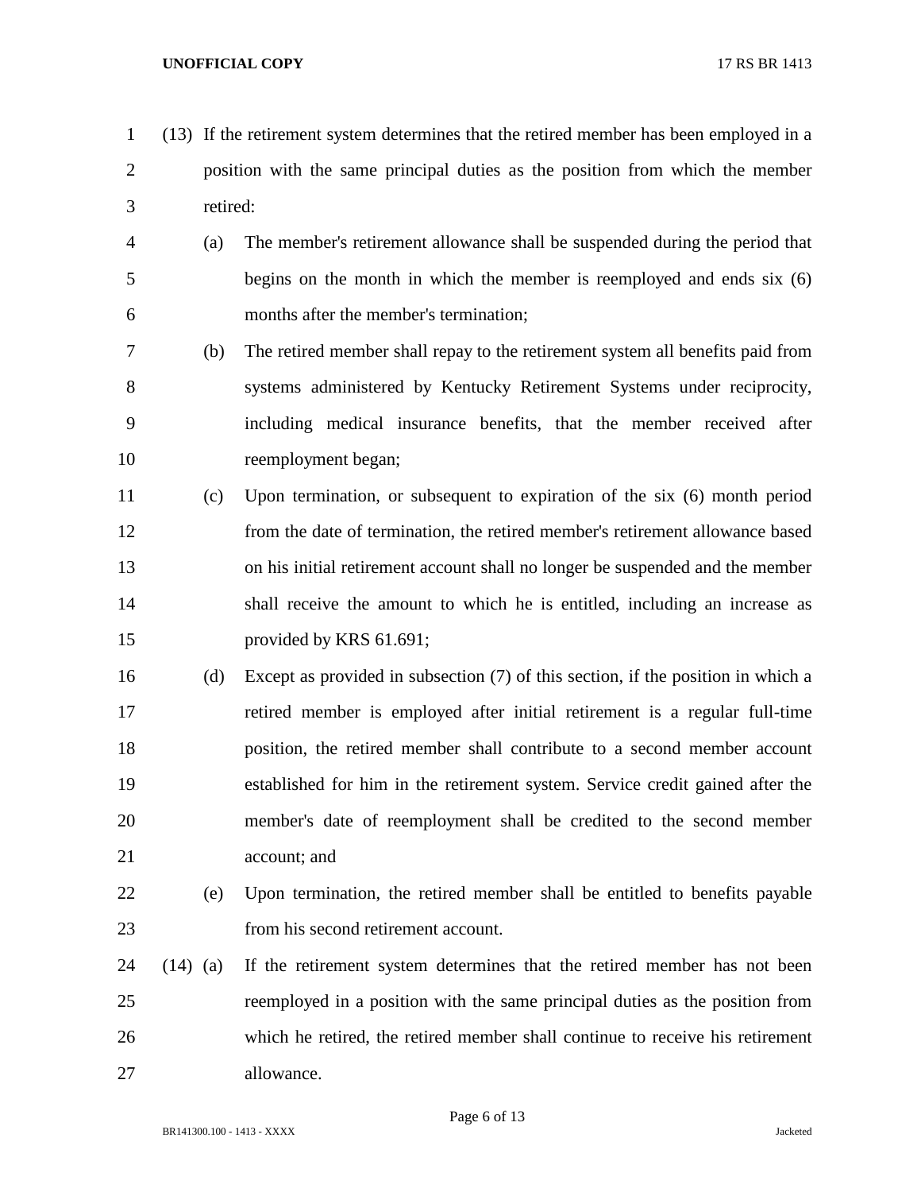(13) If the retirement system determines that the retired member has been employed in a position with the same principal duties as the position from which the member retired:

(a) The member's retirement allowance shall be suspended during the period that begins on the month in which the member is reemployed and ends six (6) months after the member's termination;

(b) The retired member shall repay to the retirement system all benefits paid from systems administered by Kentucky Retirement Systems under reciprocity, including medical insurance benefits, that the member received after reemployment began;

(c) Upon termination, or subsequent to expiration of the six (6) month period from the date of termination, the retired member's retirement allowance based on his initial retirement account shall no longer be suspended and the member shall receive the amount to which he is entitled, including an increase as provided by KRS 61.691;

(d) Except as provided in subsection (7) of this section, if the position in which a retired member is employed after initial retirement is a regular full-time position, the retired member shall contribute to a second member account established for him in the retirement system. Service credit gained after the member's date of reemployment shall be credited to the second member account; and

(e) Upon termination, the retired member shall be entitled to benefits payable from his second retirement account.

(14) (a) If the retirement system determines that the retired member has not been reemployed in a position with the same principal duties as the position from which he retired, the retired member shall continue to receive his retirement allowance.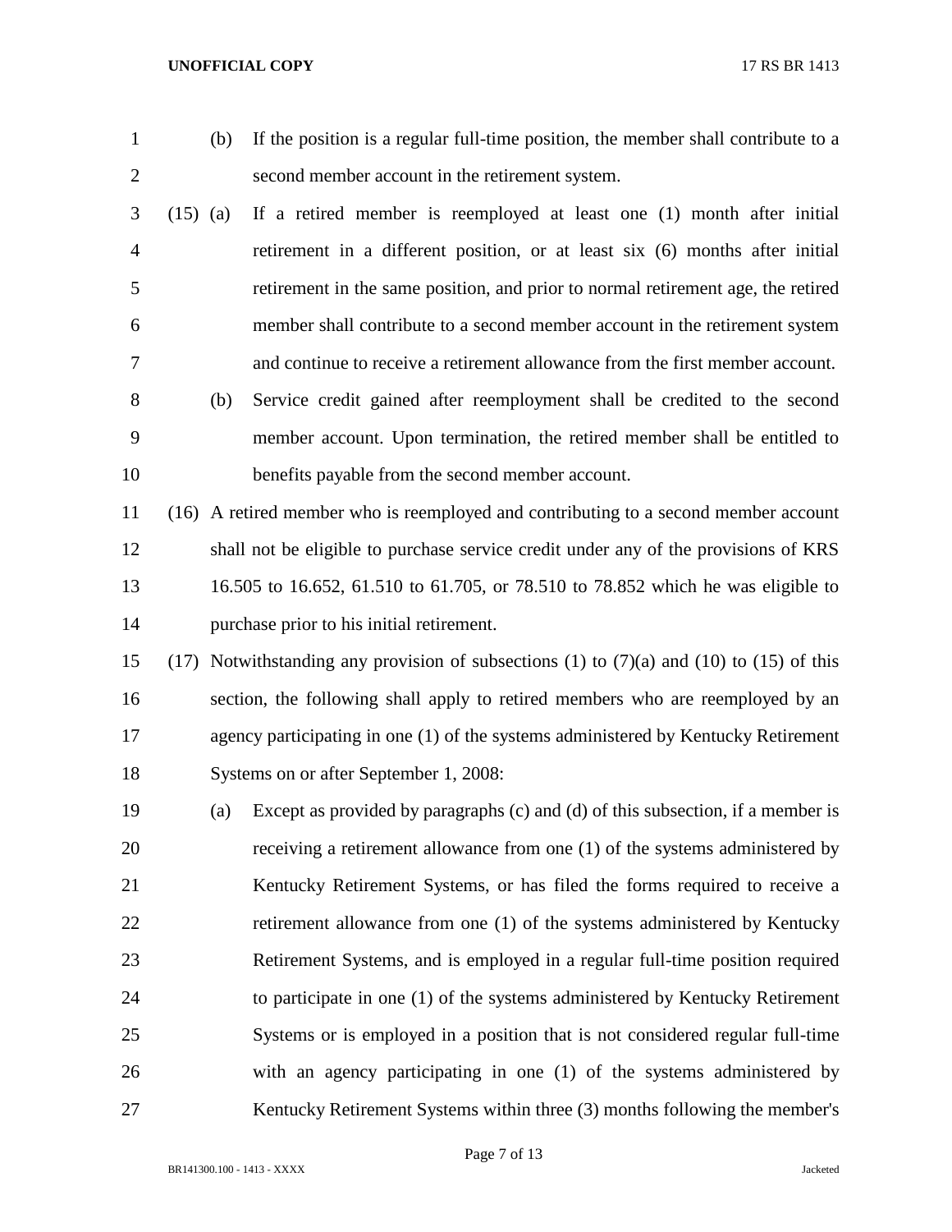(b) If the position is a regular full-time position, the member shall contribute to a second member account in the retirement system.

(15) (a) If a retired member is reemployed at least one (1) month after initial retirement in a different position, or at least six (6) months after initial retirement in the same position, and prior to normal retirement age, the retired member shall contribute to a second member account in the retirement system and continue to receive a retirement allowance from the first member account.

(b) Service credit gained after reemployment shall be credited to the second member account. Upon termination, the retired member shall be entitled to benefits payable from the second member account.

(16) A retired member who is reemployed and contributing to a second member account shall not be eligible to purchase service credit under any of the provisions of KRS 16.505 to 16.652, 61.510 to 61.705, or 78.510 to 78.852 which he was eligible to purchase prior to his initial retirement.

(17) Notwithstanding any provision of subsections (1) to (7)(a) and (10) to (15) of this section, the following shall apply to retired members who are reemployed by an agency participating in one (1) of the systems administered by Kentucky Retirement Systems on or after September 1, 2008:

(a) Except as provided by paragraphs (c) and (d) of this subsection, if a member is receiving a retirement allowance from one (1) of the systems administered by Kentucky Retirement Systems, or has filed the forms required to receive a retirement allowance from one (1) of the systems administered by Kentucky Retirement Systems, and is employed in a regular full-time position required to participate in one (1) of the systems administered by Kentucky Retirement Systems or is employed in a position that is not considered regular full-time with an agency participating in one (1) of the systems administered by Kentucky Retirement Systems within three (3) months following the member's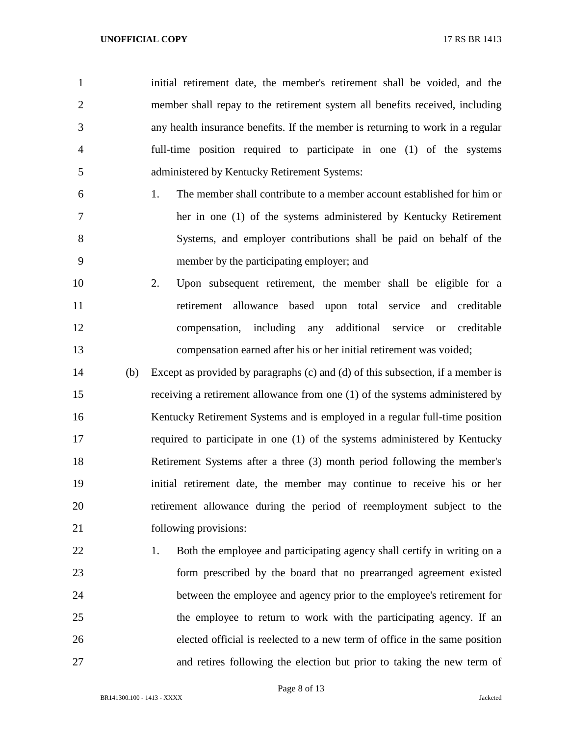initial retirement date, the member's retirement shall be voided, and the member shall repay to the retirement system all benefits received, including any health insurance benefits. If the member is returning to work in a regular full-time position required to participate in one (1) of the systems administered by Kentucky Retirement Systems:

1. The member shall contribute to a member account established for him or her in one (1) of the systems administered by Kentucky Retirement Systems, and employer contributions shall be paid on behalf of the member by the participating employer; and
2. Upon subsequent retirement, the member shall be eligible for a retirement allowance based upon total service and creditable compensation, including any additional service or creditable compensation earned after his or her initial retirement was voided;

(b) Except as provided by paragraphs (c) and (d) of this subsection, if a member is receiving a retirement allowance from one (1) of the systems administered by Kentucky Retirement Systems and is employed in a regular full-time position required to participate in one (1) of the systems administered by Kentucky Retirement Systems after a three (3) month period following the member's initial retirement date, the member may continue to receive his or her retirement allowance during the period of reemployment subject to the following provisions:

1. Both the employee and participating agency shall certify in writing on a form prescribed by the board that no prearranged agreement existed between the employee and agency prior to the employee's retirement for the employee to return to work with the participating agency. If an elected official is reelected to a new term of office in the same position and retires following the election but prior to taking the new term of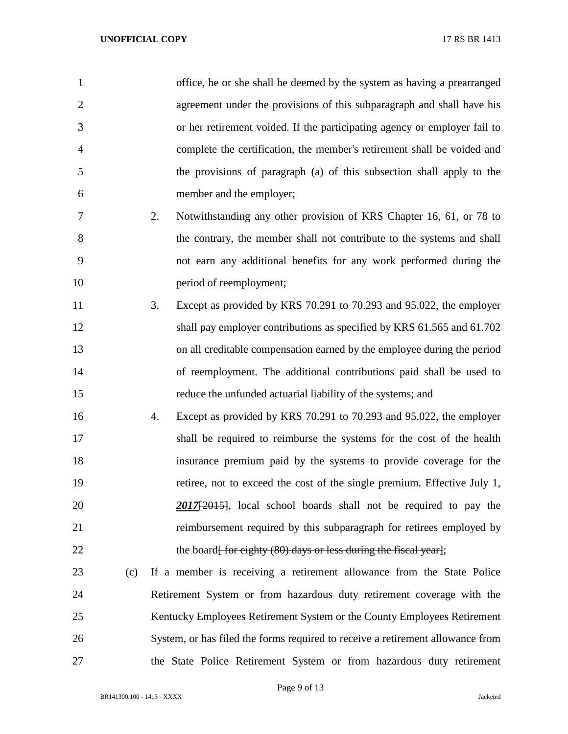office, he or she shall be deemed by the system as having a prearranged agreement under the provisions of this subparagraph and shall have his or her retirement voided. If the participating agency or employer fail to complete the certification, the member's retirement shall be voided and the provisions of paragraph (a) of this subsection shall apply to the member and the employer;

2. Notwithstanding any other provision of KRS Chapter 16, 61, or 78 to the contrary, the member shall not contribute to the systems and shall not earn any additional benefits for any work performed during the period of reemployment;

3. Except as provided by KRS 70.291 to 70.293 and 95.022, the employer shall pay employer contributions as specified by KRS 61.565 and 61.702 on all creditable compensation earned by the employee during the period of reemployment. The additional contributions paid shall be used to reduce the unfunded actuarial liability of the systems; and

4. Except as provided by KRS 70.291 to 70.293 and 95.022, the employer shall be required to reimburse the systems for the cost of the health insurance premium paid by the systems to provide coverage for the retiree, not to exceed the cost of the single premium. Effective July 1, ***2017***~~[2015]~~, local school boards shall not be required to pay the reimbursement required by this subparagraph for retirees employed by the board~~[ for eighty (80) days or less during the fiscal year]~~;

(c) If a member is receiving a retirement allowance from the State Police Retirement System or from hazardous duty retirement coverage with the Kentucky Employees Retirement System or the County Employees Retirement System, or has filed the forms required to receive a retirement allowance from the State Police Retirement System or from hazardous duty retirement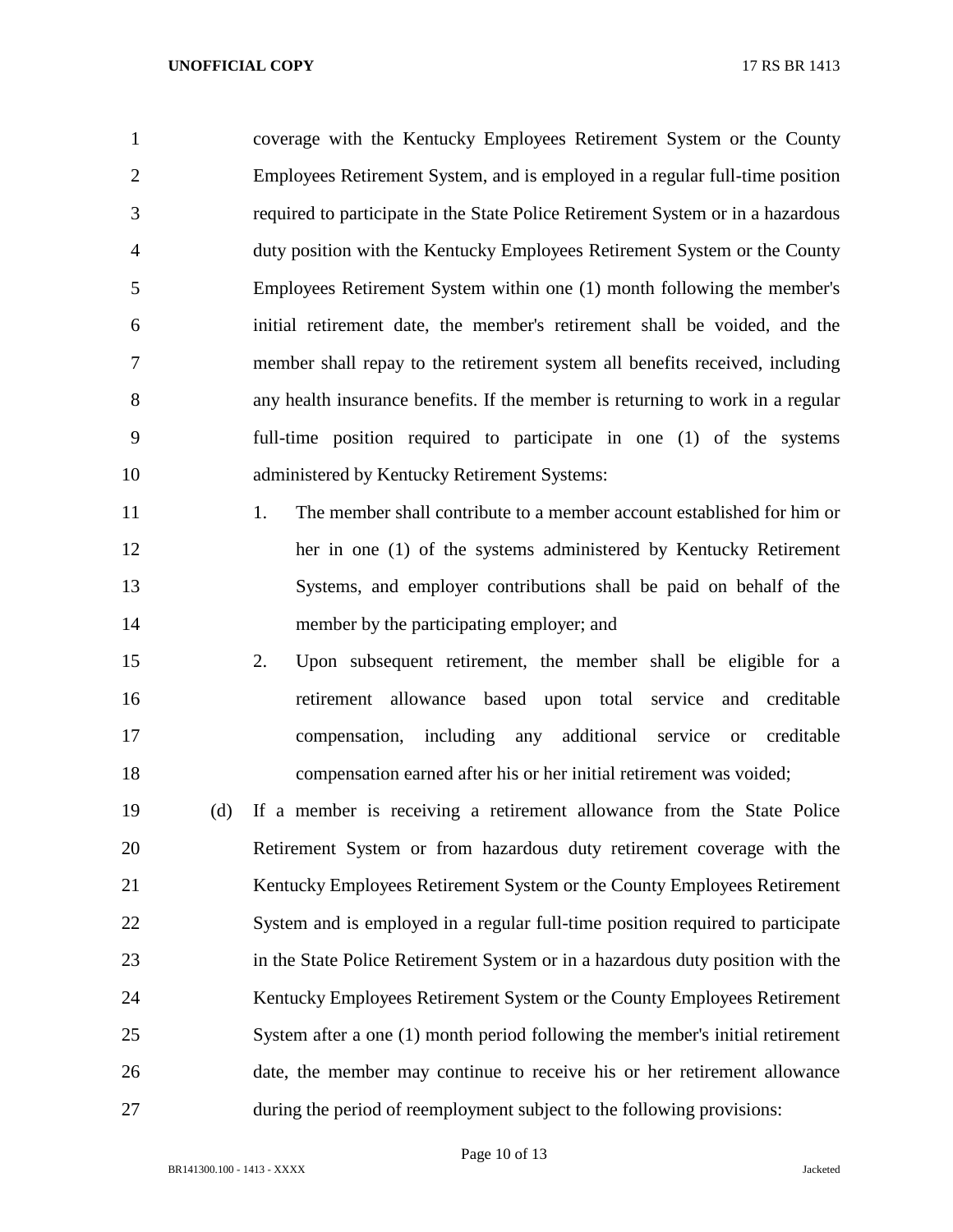coverage with the Kentucky Employees Retirement System or the County Employees Retirement System, and is employed in a regular full-time position required to participate in the State Police Retirement System or in a hazardous duty position with the Kentucky Employees Retirement System or the County Employees Retirement System within one (1) month following the member's initial retirement date, the member's retirement shall be voided, and the member shall repay to the retirement system all benefits received, including any health insurance benefits. If the member is returning to work in a regular full-time position required to participate in one (1) of the systems administered by Kentucky Retirement Systems:

1. The member shall contribute to a member account established for him or her in one (1) of the systems administered by Kentucky Retirement Systems, and employer contributions shall be paid on behalf of the member by the participating employer; and
2. Upon subsequent retirement, the member shall be eligible for a retirement allowance based upon total service and creditable compensation, including any additional service or creditable compensation earned after his or her initial retirement was voided;

(d) If a member is receiving a retirement allowance from the State Police Retirement System or from hazardous duty retirement coverage with the Kentucky Employees Retirement System or the County Employees Retirement System and is employed in a regular full-time position required to participate in the State Police Retirement System or in a hazardous duty position with the Kentucky Employees Retirement System or the County Employees Retirement System after a one (1) month period following the member's initial retirement date, the member may continue to receive his or her retirement allowance during the period of reemployment subject to the following provisions: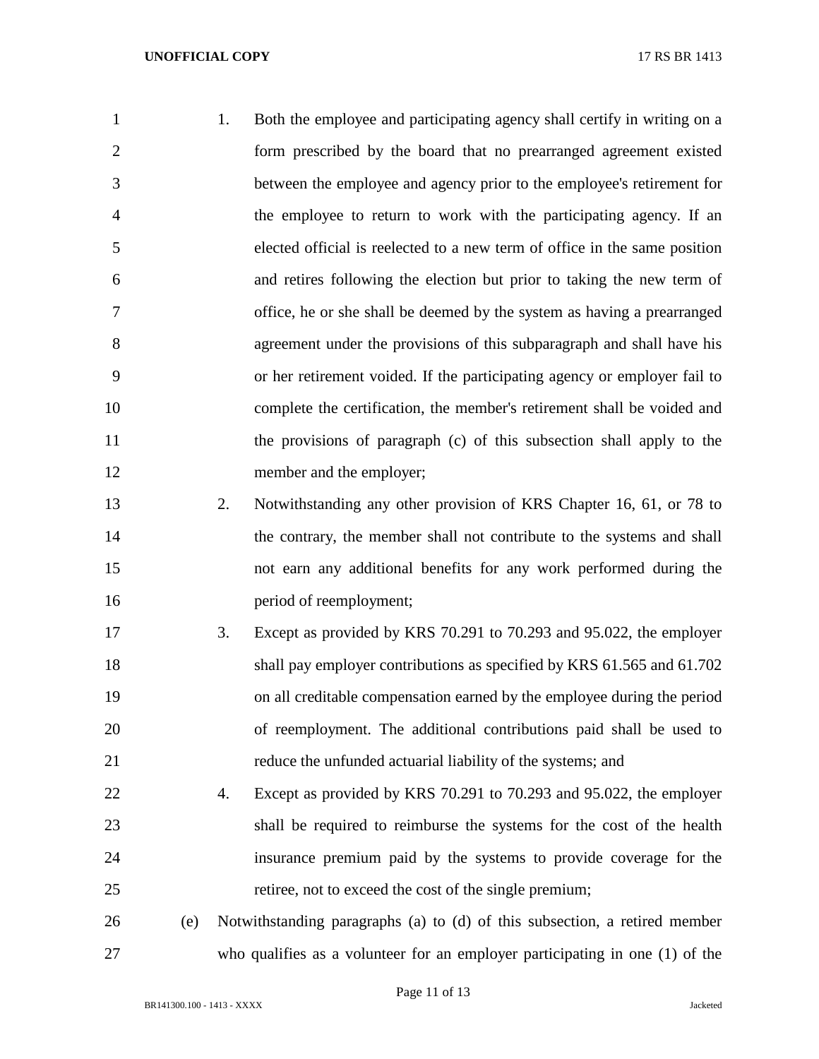1. Both the employee and participating agency shall certify in writing on a form prescribed by the board that no prearranged agreement existed between the employee and agency prior to the employee's retirement for the employee to return to work with the participating agency. If an elected official is reelected to a new term of office in the same position and retires following the election but prior to taking the new term of office, he or she shall be deemed by the system as having a prearranged agreement under the provisions of this subparagraph and shall have his or her retirement voided. If the participating agency or employer fail to complete the certification, the member's retirement shall be voided and the provisions of paragraph (c) of this subsection shall apply to the member and the employer;

2. Notwithstanding any other provision of KRS Chapter 16, 61, or 78 to the contrary, the member shall not contribute to the systems and shall not earn any additional benefits for any work performed during the period of reemployment;

3. Except as provided by KRS 70.291 to 70.293 and 95.022, the employer shall pay employer contributions as specified by KRS 61.565 and 61.702 on all creditable compensation earned by the employee during the period of reemployment. The additional contributions paid shall be used to reduce the unfunded actuarial liability of the systems; and

4. Except as provided by KRS 70.291 to 70.293 and 95.022, the employer shall be required to reimburse the systems for the cost of the health insurance premium paid by the systems to provide coverage for the retiree, not to exceed the cost of the single premium;

(e) Notwithstanding paragraphs (a) to (d) of this subsection, a retired member who qualifies as a volunteer for an employer participating in one (1) of the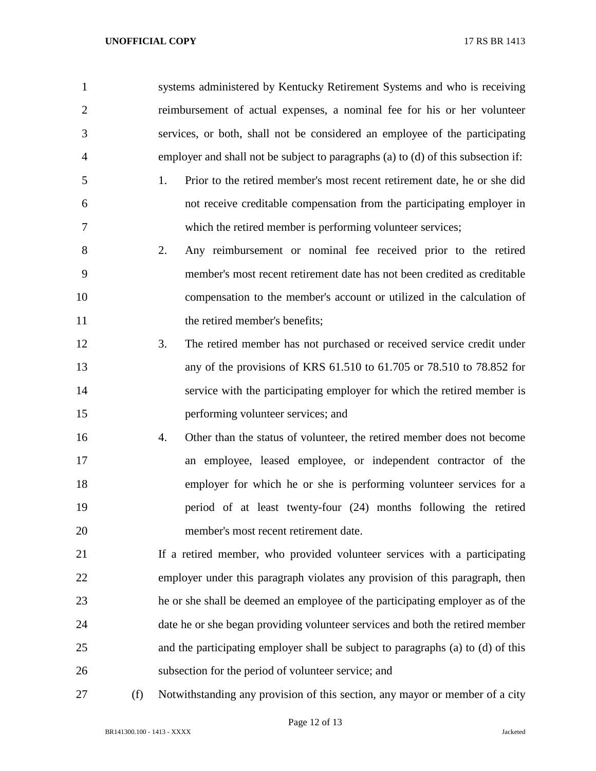systems administered by Kentucky Retirement Systems and who is receiving reimbursement of actual expenses, a nominal fee for his or her volunteer services, or both, shall not be considered an employee of the participating employer and shall not be subject to paragraphs (a) to (d) of this subsection if:

1. Prior to the retired member's most recent retirement date, he or she did not receive creditable compensation from the participating employer in which the retired member is performing volunteer services;
2. Any reimbursement or nominal fee received prior to the retired member's most recent retirement date has not been credited as creditable compensation to the member's account or utilized in the calculation of the retired member's benefits;
3. The retired member has not purchased or received service credit under any of the provisions of KRS 61.510 to 61.705 or 78.510 to 78.852 for service with the participating employer for which the retired member is performing volunteer services; and
4. Other than the status of volunteer, the retired member does not become an employee, leased employee, or independent contractor of the employer for which he or she is performing volunteer services for a period of at least twenty-four (24) months following the retired member's most recent retirement date.

If a retired member, who provided volunteer services with a participating employer under this paragraph violates any provision of this paragraph, then he or she shall be deemed an employee of the participating employer as of the date he or she began providing volunteer services and both the retired member and the participating employer shall be subject to paragraphs (a) to (d) of this subsection for the period of volunteer service; and

(f) Notwithstanding any provision of this section, any mayor or member of a city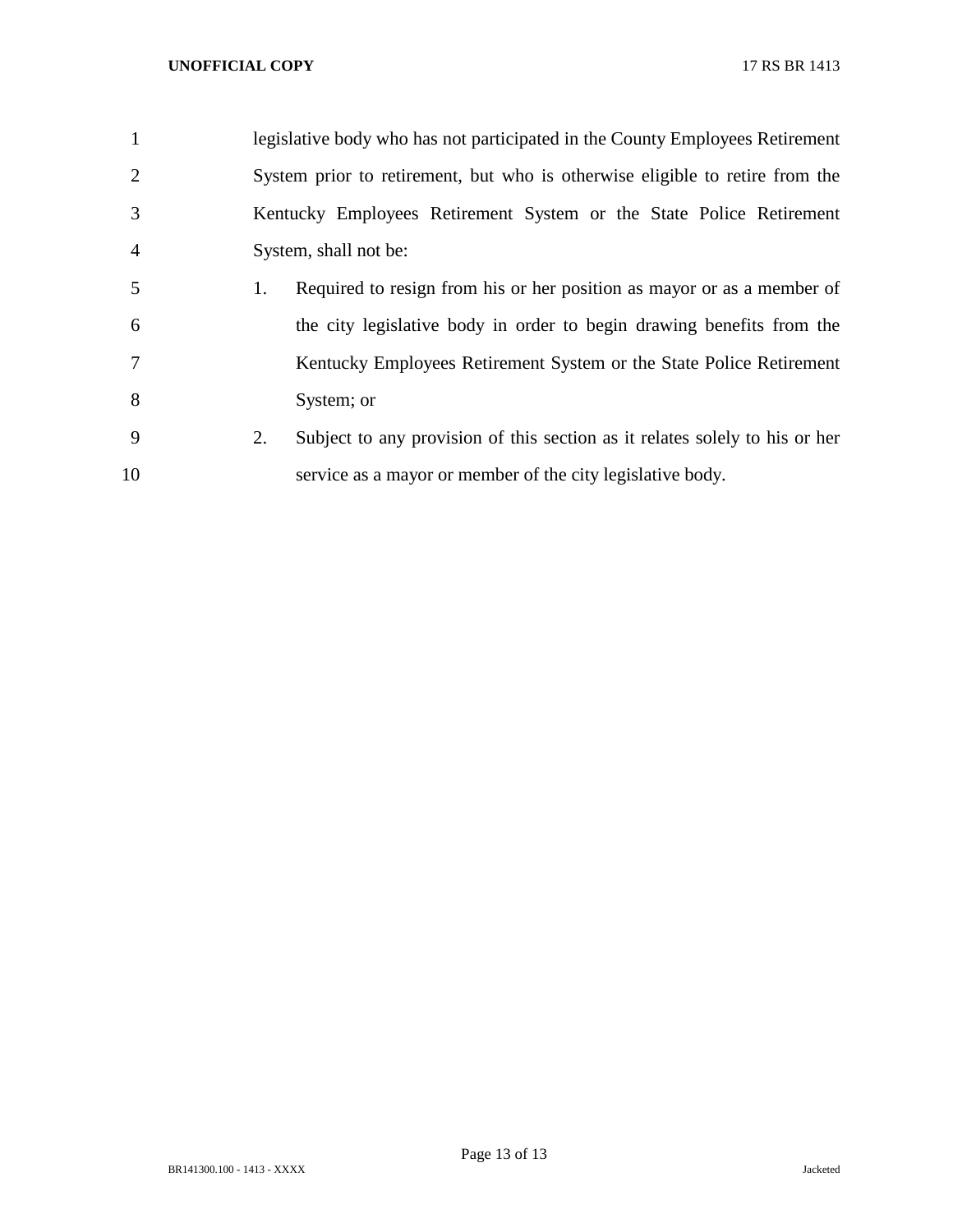legislative body who has not participated in the County Employees Retirement System prior to retirement, but who is otherwise eligible to retire from the Kentucky Employees Retirement System or the State Police Retirement System, shall not be:

1. Required to resign from his or her position as mayor or as a member of the city legislative body in order to begin drawing benefits from the Kentucky Employees Retirement System or the State Police Retirement System; or
2. Subject to any provision of this section as it relates solely to his or her service as a mayor or member of the city legislative body.